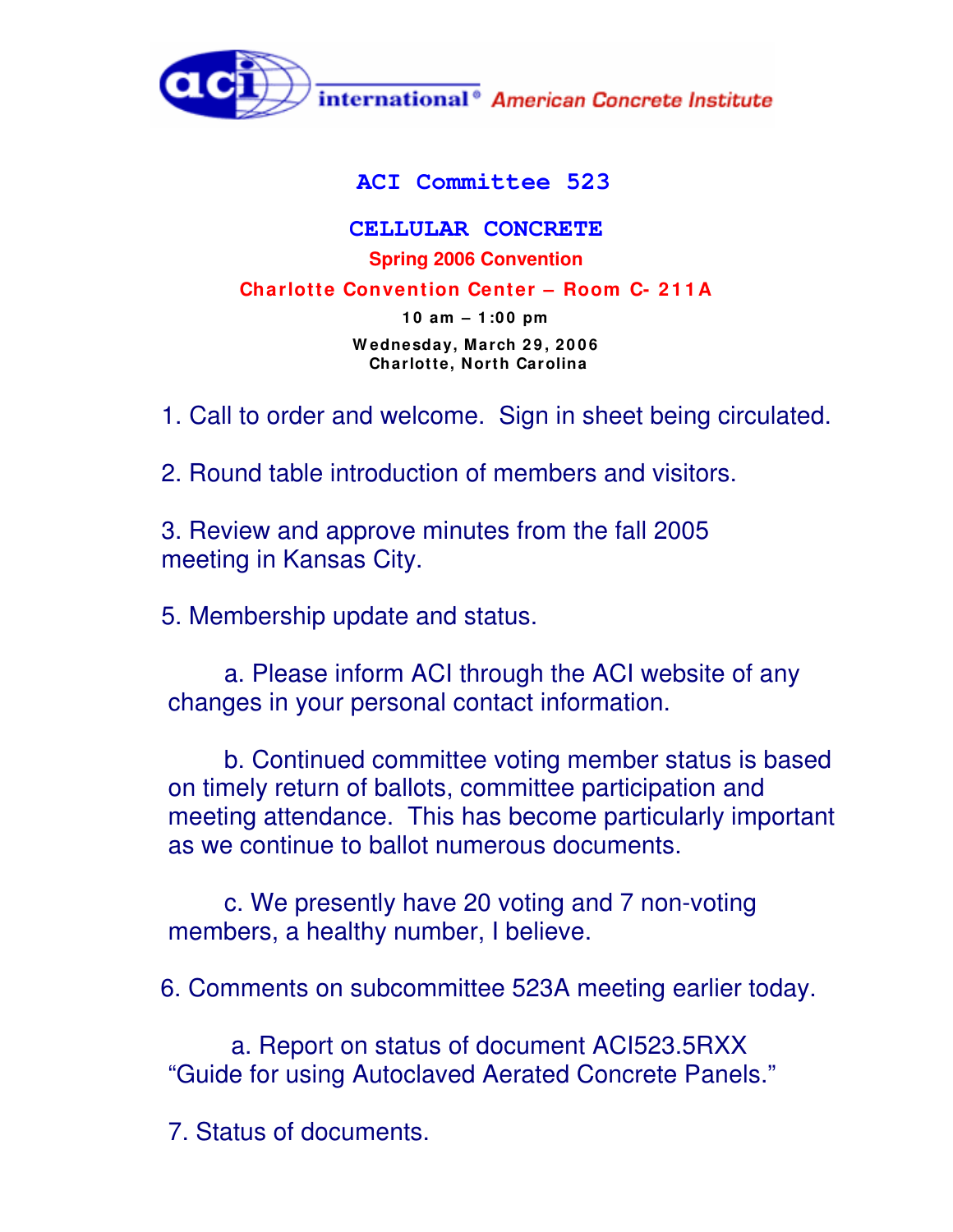aci international® American Concrete Institute

# ACI Committee 523

## CELLULAR CONCRETE

**Spring 2006 Convention**

**Charlotte Convention Center – Room C- 211A**

**10 am – 1:00 pm**

**Wednesday, March 29, 2006**
**Charlotte, North Carolina**

1. Call to order and welcome. Sign in sheet being circulated.

2. Round table introduction of members and visitors.

3. Review and approve minutes from the fall 2005 meeting in Kansas City.

5. Membership update and status.

   a. Please inform ACI through the ACI website of any changes in your personal contact information.

   b. Continued committee voting member status is based on timely return of ballots, committee participation and meeting attendance. This has become particularly important as we continue to ballot numerous documents.

   c. We presently have 20 voting and 7 non-voting members, a healthy number, I believe.

6. Comments on subcommittee 523A meeting earlier today.

   a. Report on status of document ACI523.5RXX "Guide for using Autoclaved Aerated Concrete Panels."

7. Status of documents.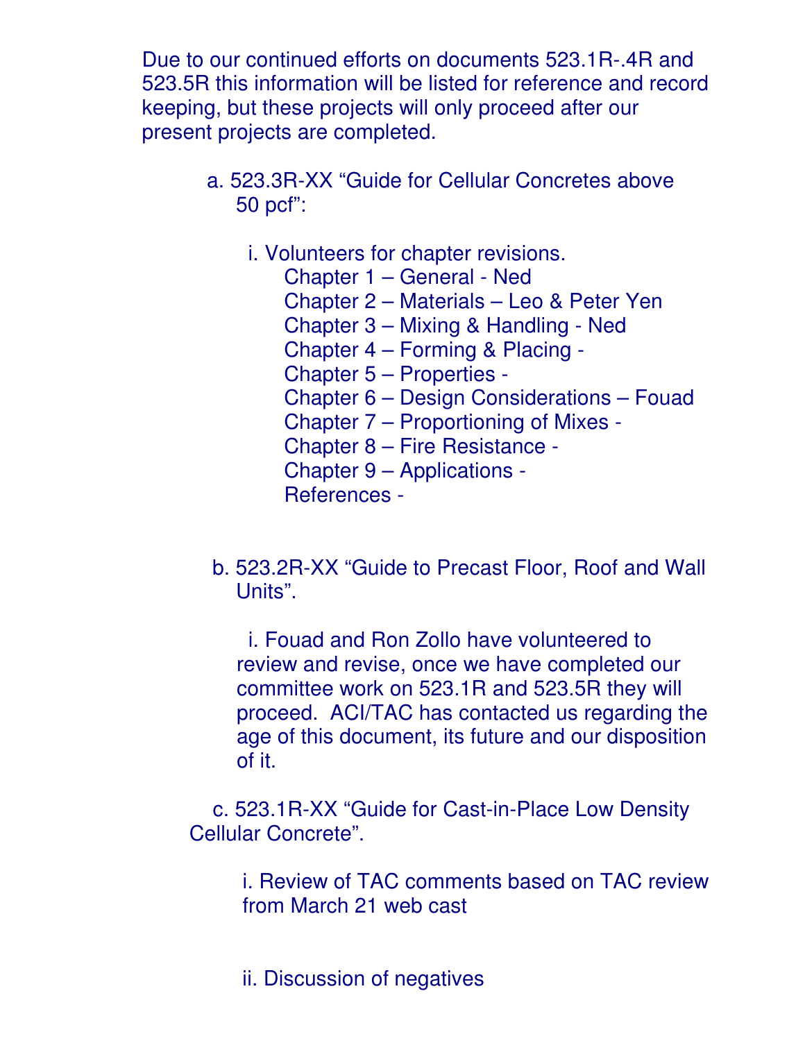Due to our continued efforts on documents 523.1R-.4R and 523.5R this information will be listed for reference and record keeping, but these projects will only proceed after our present projects are completed.

a. 523.3R-XX "Guide for Cellular Concretes above 50 pcf":

   i. Volunteers for chapter revisions.

      Chapter 1 – General - Ned  
      Chapter 2 – Materials – Leo & Peter Yen  
      Chapter 3 – Mixing & Handling - Ned  
      Chapter 4 – Forming & Placing -  
      Chapter 5 – Properties -  
      Chapter 6 – Design Considerations – Fouad  
      Chapter 7 – Proportioning of Mixes -  
      Chapter 8 – Fire Resistance -  
      Chapter 9 – Applications -  
      References -

b. 523.2R-XX "Guide to Precast Floor, Roof and Wall Units".

   i. Fouad and Ron Zollo have volunteered to review and revise, once we have completed our committee work on 523.1R and 523.5R they will proceed. ACI/TAC has contacted us regarding the age of this document, its future and our disposition of it.

c. 523.1R-XX "Guide for Cast-in-Place Low Density Cellular Concrete".

   i. Review of TAC comments based on TAC review from March 21 web cast

   ii. Discussion of negatives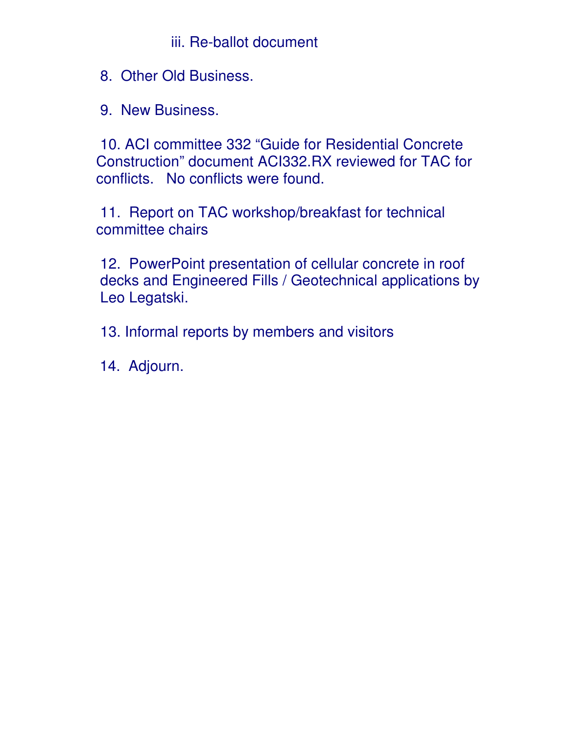iii. Re-ballot document

8. Other Old Business.

9. New Business.

10. ACI committee 332 “Guide for Residential Concrete Construction” document ACI332.RX reviewed for TAC for conflicts. No conflicts were found.

11. Report on TAC workshop/breakfast for technical committee chairs

12. PowerPoint presentation of cellular concrete in roof decks and Engineered Fills / Geotechnical applications by Leo Legatski.

13. Informal reports by members and visitors

14. Adjourn.